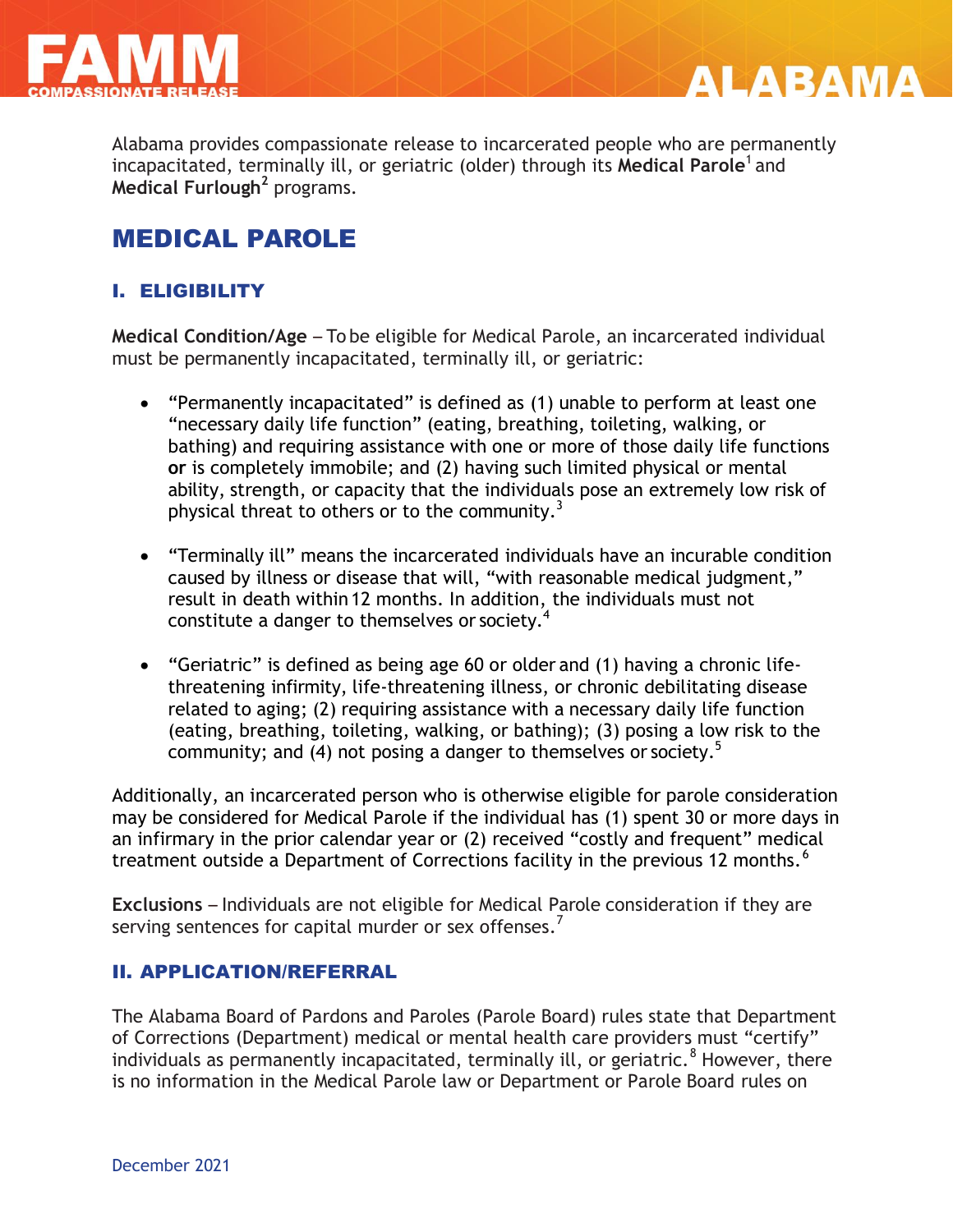# FAMM COMPASSIONATE RELEASE — ALABAMA

Alabama provides compassionate release to incarcerated people who are permanently incapacitated, terminally ill, or geriatric (older) through its **Medical Parole**[1] and **Medical Furlough**[2] programs.

## MEDICAL PAROLE

### I. ELIGIBILITY

**Medical Condition/Age** – To be eligible for Medical Parole, an incarcerated individual must be permanently incapacitated, terminally ill, or geriatric:

- "Permanently incapacitated" is defined as (1) unable to perform at least one "necessary daily life function" (eating, breathing, toileting, walking, or bathing) and requiring assistance with one or more of those daily life functions **or** is completely immobile; and (2) having such limited physical or mental ability, strength, or capacity that the individuals pose an extremely low risk of physical threat to others or to the community.[3]

- "Terminally ill" means the incarcerated individuals have an incurable condition caused by illness or disease that will, "with reasonable medical judgment," result in death within 12 months. In addition, the individuals must not constitute a danger to themselves or society.[4]

- "Geriatric" is defined as being age 60 or older and (1) having a chronic life-threatening infirmity, life-threatening illness, or chronic debilitating disease related to aging; (2) requiring assistance with a necessary daily life function (eating, breathing, toileting, walking, or bathing); (3) posing a low risk to the community; and (4) not posing a danger to themselves or society.[5]

Additionally, an incarcerated person who is otherwise eligible for parole consideration may be considered for Medical Parole if the individual has (1) spent 30 or more days in an infirmary in the prior calendar year or (2) received "costly and frequent" medical treatment outside a Department of Corrections facility in the previous 12 months.[6]

**Exclusions** – Individuals are not eligible for Medical Parole consideration if they are serving sentences for capital murder or sex offenses.[7]

### II. APPLICATION/REFERRAL

The Alabama Board of Pardons and Paroles (Parole Board) rules state that Department of Corrections (Department) medical or mental health care providers must "certify" individuals as permanently incapacitated, terminally ill, or geriatric.[8] However, there is no information in the Medical Parole law or Department or Parole Board rules on

December 2021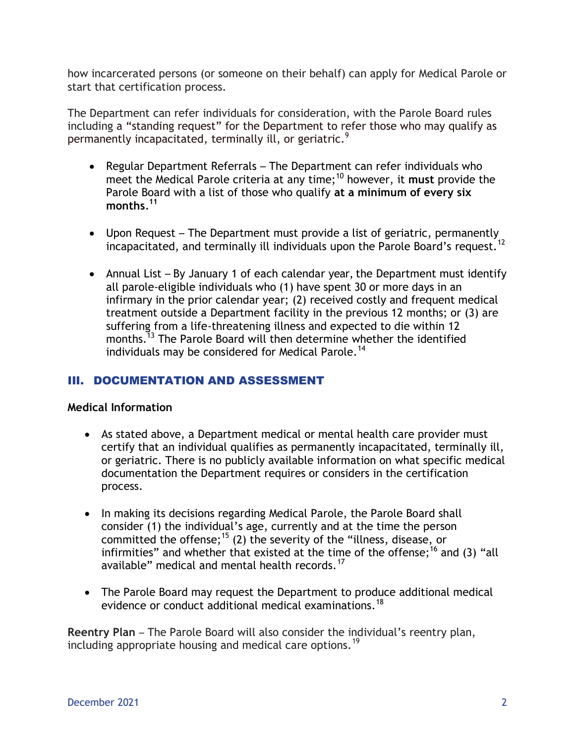how incarcerated persons (or someone on their behalf) can apply for Medical Parole or start that certification process.

The Department can refer individuals for consideration, with the Parole Board rules including a "standing request" for the Department to refer those who may qualify as permanently incapacitated, terminally ill, or geriatric.[9]

- Regular Department Referrals – The Department can refer individuals who meet the Medical Parole criteria at any time;[10] however, it **must** provide the Parole Board with a list of those who qualify **at a minimum of every six months**.[11]

- Upon Request – The Department must provide a list of geriatric, permanently incapacitated, and terminally ill individuals upon the Parole Board's request.[12]

- Annual List – By January 1 of each calendar year, the Department must identify all parole-eligible individuals who (1) have spent 30 or more days in an infirmary in the prior calendar year; (2) received costly and frequent medical treatment outside a Department facility in the previous 12 months; or (3) are suffering from a life-threatening illness and expected to die within 12 months.[13] The Parole Board will then determine whether the identified individuals may be considered for Medical Parole.[14]

## III. DOCUMENTATION AND ASSESSMENT

**Medical Information**

- As stated above, a Department medical or mental health care provider must certify that an individual qualifies as permanently incapacitated, terminally ill, or geriatric. There is no publicly available information on what specific medical documentation the Department requires or considers in the certification process.

- In making its decisions regarding Medical Parole, the Parole Board shall consider (1) the individual's age, currently and at the time the person committed the offense;[15] (2) the severity of the "illness, disease, or infirmities" and whether that existed at the time of the offense;[16] and (3) "all available" medical and mental health records.[17]

- The Parole Board may request the Department to produce additional medical evidence or conduct additional medical examinations.[18]

**Reentry Plan** – The Parole Board will also consider the individual's reentry plan, including appropriate housing and medical care options.[19]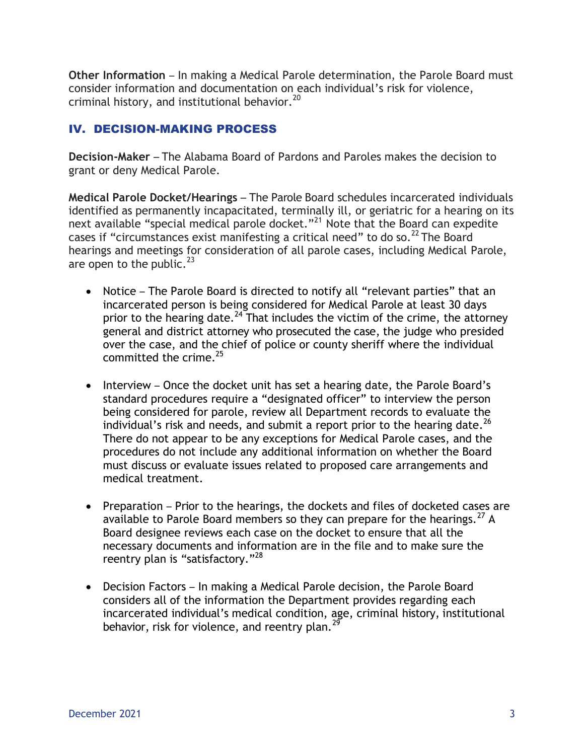**Other Information** – In making a Medical Parole determination, the Parole Board must consider information and documentation on each individual's risk for violence, criminal history, and institutional behavior.[20]

## IV. DECISION-MAKING PROCESS

**Decision-Maker** – The Alabama Board of Pardons and Paroles makes the decision to grant or deny Medical Parole.

**Medical Parole Docket/Hearings** – The Parole Board schedules incarcerated individuals identified as permanently incapacitated, terminally ill, or geriatric for a hearing on its next available "special medical parole docket."[21] Note that the Board can expedite cases if "circumstances exist manifesting a critical need" to do so.[22] The Board hearings and meetings for consideration of all parole cases, including Medical Parole, are open to the public.[23]

- Notice – The Parole Board is directed to notify all "relevant parties" that an incarcerated person is being considered for Medical Parole at least 30 days prior to the hearing date.[24] That includes the victim of the crime, the attorney general and district attorney who prosecuted the case, the judge who presided over the case, and the chief of police or county sheriff where the individual committed the crime.[25]

- Interview – Once the docket unit has set a hearing date, the Parole Board's standard procedures require a "designated officer" to interview the person being considered for parole, review all Department records to evaluate the individual's risk and needs, and submit a report prior to the hearing date.[26] There do not appear to be any exceptions for Medical Parole cases, and the procedures do not include any additional information on whether the Board must discuss or evaluate issues related to proposed care arrangements and medical treatment.

- Preparation – Prior to the hearings, the dockets and files of docketed cases are available to Parole Board members so they can prepare for the hearings.[27] A Board designee reviews each case on the docket to ensure that all the necessary documents and information are in the file and to make sure the reentry plan is "satisfactory."[28]

- Decision Factors – In making a Medical Parole decision, the Parole Board considers all of the information the Department provides regarding each incarcerated individual's medical condition, age, criminal history, institutional behavior, risk for violence, and reentry plan.[29]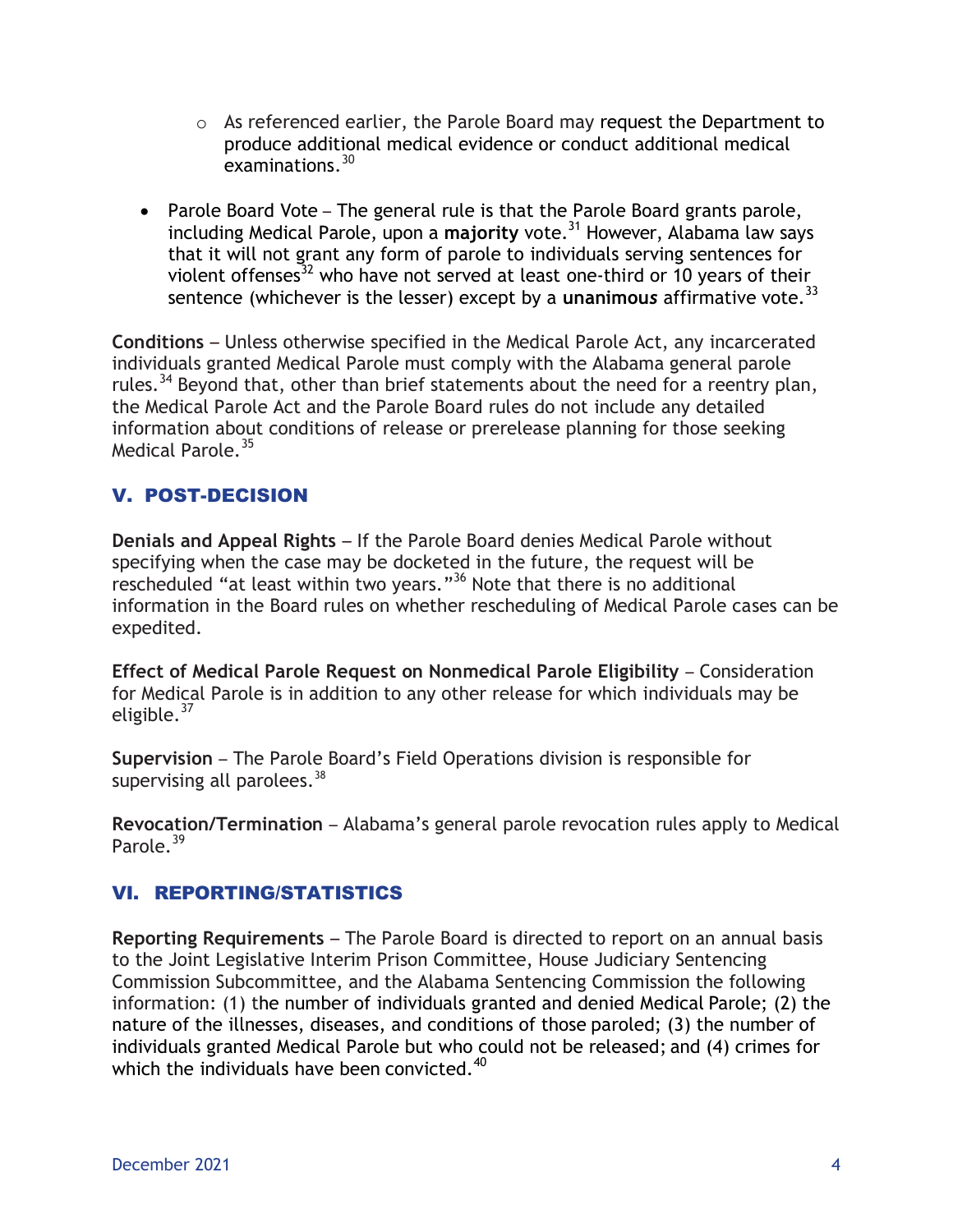- As referenced earlier, the Parole Board may request the Department to produce additional medical evidence or conduct additional medical examinations.[30]

- Parole Board Vote – The general rule is that the Parole Board grants parole, including Medical Parole, upon a **majority** vote.[31] However, Alabama law says that it will not grant any form of parole to individuals serving sentences for violent offenses[32] who have not served at least one-third or 10 years of their sentence (whichever is the lesser) except by a **unanimous** affirmative vote.[33]

**Conditions** – Unless otherwise specified in the Medical Parole Act, any incarcerated individuals granted Medical Parole must comply with the Alabama general parole rules.[34] Beyond that, other than brief statements about the need for a reentry plan, the Medical Parole Act and the Parole Board rules do not include any detailed information about conditions of release or prerelease planning for those seeking Medical Parole.[35]

## V. POST-DECISION

**Denials and Appeal Rights** – If the Parole Board denies Medical Parole without specifying when the case may be docketed in the future, the request will be rescheduled "at least within two years."[36] Note that there is no additional information in the Board rules on whether rescheduling of Medical Parole cases can be expedited.

**Effect of Medical Parole Request on Nonmedical Parole Eligibility** – Consideration for Medical Parole is in addition to any other release for which individuals may be eligible.[37]

**Supervision** – The Parole Board's Field Operations division is responsible for supervising all parolees.[38]

**Revocation/Termination** – Alabama's general parole revocation rules apply to Medical Parole.[39]

## VI. REPORTING/STATISTICS

**Reporting Requirements** – The Parole Board is directed to report on an annual basis to the Joint Legislative Interim Prison Committee, House Judiciary Sentencing Commission Subcommittee, and the Alabama Sentencing Commission the following information: (1) the number of individuals granted and denied Medical Parole; (2) the nature of the illnesses, diseases, and conditions of those paroled; (3) the number of individuals granted Medical Parole but who could not be released; and (4) crimes for which the individuals have been convicted.[40]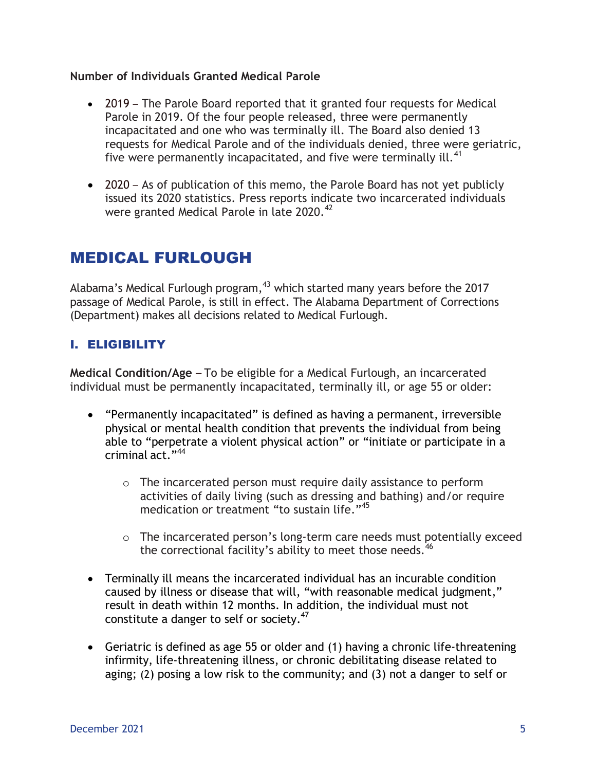**Number of Individuals Granted Medical Parole**

- 2019 – The Parole Board reported that it granted four requests for Medical Parole in 2019. Of the four people released, three were permanently incapacitated and one who was terminally ill. The Board also denied 13 requests for Medical Parole and of the individuals denied, three were geriatric, five were permanently incapacitated, and five were terminally ill.[41]

- 2020 – As of publication of this memo, the Parole Board has not yet publicly issued its 2020 statistics. Press reports indicate two incarcerated individuals were granted Medical Parole in late 2020.[42]

# MEDICAL FURLOUGH

Alabama's Medical Furlough program,[43] which started many years before the 2017 passage of Medical Parole, is still in effect. The Alabama Department of Corrections (Department) makes all decisions related to Medical Furlough.

## I. ELIGIBILITY

**Medical Condition/Age** – To be eligible for a Medical Furlough, an incarcerated individual must be permanently incapacitated, terminally ill, or age 55 or older:

- "Permanently incapacitated" is defined as having a permanent, irreversible physical or mental health condition that prevents the individual from being able to "perpetrate a violent physical action" or "initiate or participate in a criminal act."[44]

    - The incarcerated person must require daily assistance to perform activities of daily living (such as dressing and bathing) and/or require medication or treatment "to sustain life."[45]

    - The incarcerated person's long-term care needs must potentially exceed the correctional facility's ability to meet those needs.[46]

- Terminally ill means the incarcerated individual has an incurable condition caused by illness or disease that will, "with reasonable medical judgment," result in death within 12 months. In addition, the individual must not constitute a danger to self or society.[47]

- Geriatric is defined as age 55 or older and (1) having a chronic life-threatening infirmity, life-threatening illness, or chronic debilitating disease related to aging; (2) posing a low risk to the community; and (3) not a danger to self or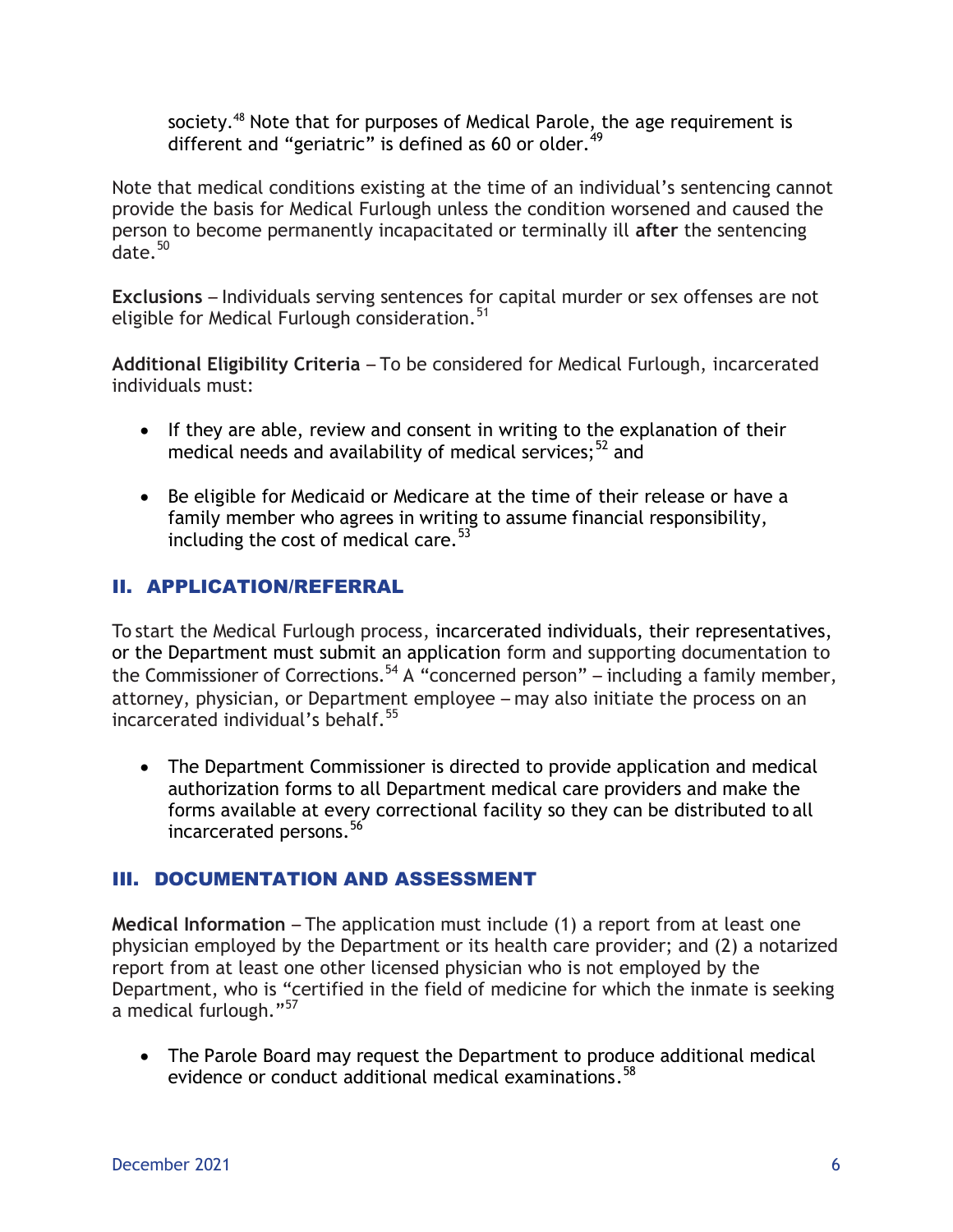society.[48] Note that for purposes of Medical Parole, the age requirement is different and "geriatric" is defined as 60 or older.[49]

Note that medical conditions existing at the time of an individual's sentencing cannot provide the basis for Medical Furlough unless the condition worsened and caused the person to become permanently incapacitated or terminally ill **after** the sentencing date.[50]

**Exclusions** – Individuals serving sentences for capital murder or sex offenses are not eligible for Medical Furlough consideration.[51]

**Additional Eligibility Criteria** – To be considered for Medical Furlough, incarcerated individuals must:

- If they are able, review and consent in writing to the explanation of their medical needs and availability of medical services;[52] and
- Be eligible for Medicaid or Medicare at the time of their release or have a family member who agrees in writing to assume financial responsibility, including the cost of medical care.[53]

## II. APPLICATION/REFERRAL

To start the Medical Furlough process, incarcerated individuals, their representatives, or the Department must submit an application form and supporting documentation to the Commissioner of Corrections.[54] A "concerned person" – including a family member, attorney, physician, or Department employee – may also initiate the process on an incarcerated individual's behalf.[55]

- The Department Commissioner is directed to provide application and medical authorization forms to all Department medical care providers and make the forms available at every correctional facility so they can be distributed to all incarcerated persons.[56]

## III. DOCUMENTATION AND ASSESSMENT

**Medical Information** – The application must include (1) a report from at least one physician employed by the Department or its health care provider; and (2) a notarized report from at least one other licensed physician who is not employed by the Department, who is "certified in the field of medicine for which the inmate is seeking a medical furlough."[57]

- The Parole Board may request the Department to produce additional medical evidence or conduct additional medical examinations.[58]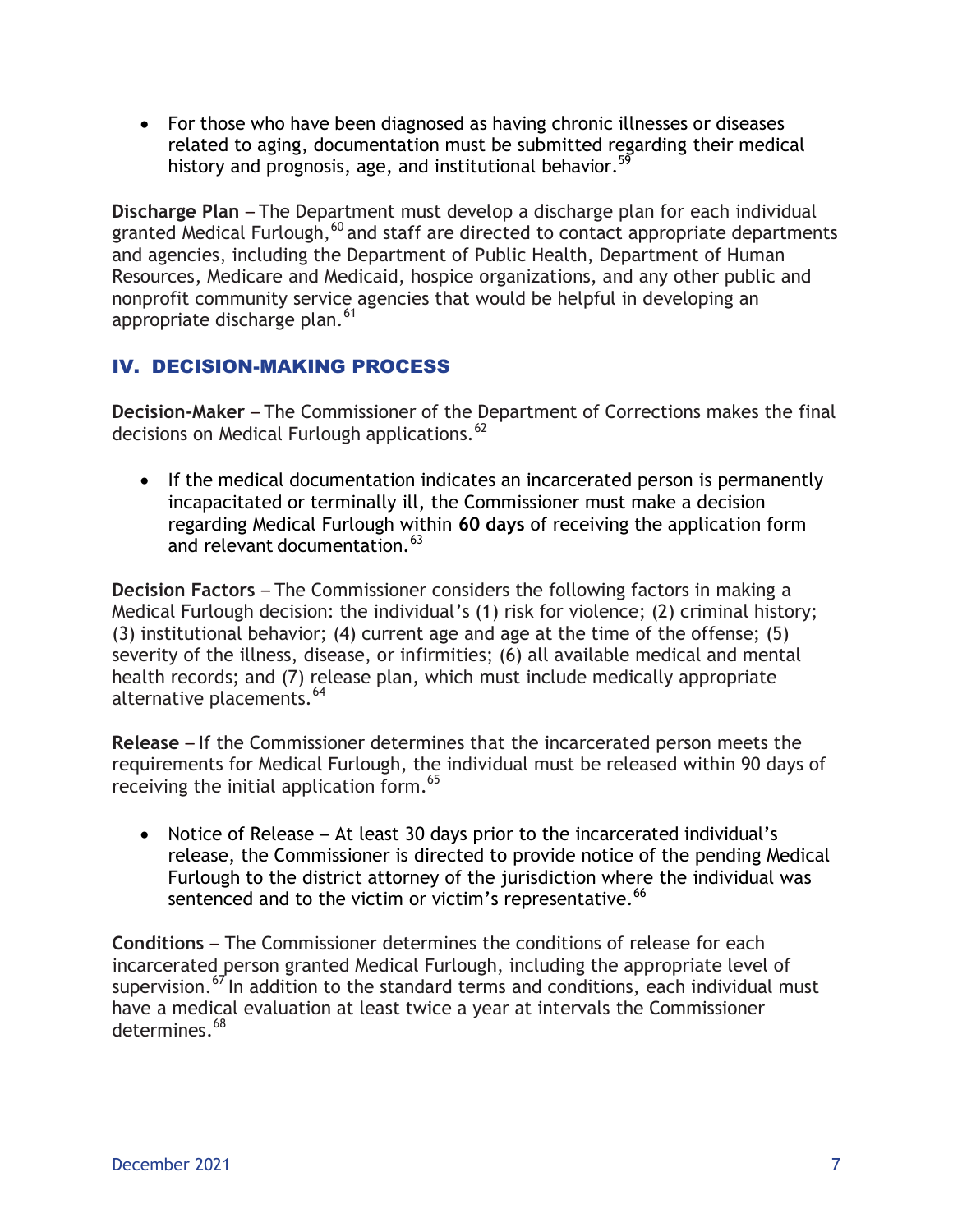- For those who have been diagnosed as having chronic illnesses or diseases related to aging, documentation must be submitted regarding their medical history and prognosis, age, and institutional behavior.[59]

**Discharge Plan** – The Department must develop a discharge plan for each individual granted Medical Furlough,[60] and staff are directed to contact appropriate departments and agencies, including the Department of Public Health, Department of Human Resources, Medicare and Medicaid, hospice organizations, and any other public and nonprofit community service agencies that would be helpful in developing an appropriate discharge plan.[61]

## IV. DECISION-MAKING PROCESS

**Decision-Maker** – The Commissioner of the Department of Corrections makes the final decisions on Medical Furlough applications.[62]

- If the medical documentation indicates an incarcerated person is permanently incapacitated or terminally ill, the Commissioner must make a decision regarding Medical Furlough within **60 days** of receiving the application form and relevant documentation.[63]

**Decision Factors** – The Commissioner considers the following factors in making a Medical Furlough decision: the individual's (1) risk for violence; (2) criminal history; (3) institutional behavior; (4) current age and age at the time of the offense; (5) severity of the illness, disease, or infirmities; (6) all available medical and mental health records; and (7) release plan, which must include medically appropriate alternative placements.[64]

**Release** – If the Commissioner determines that the incarcerated person meets the requirements for Medical Furlough, the individual must be released within 90 days of receiving the initial application form.[65]

- Notice of Release – At least 30 days prior to the incarcerated individual's release, the Commissioner is directed to provide notice of the pending Medical Furlough to the district attorney of the jurisdiction where the individual was sentenced and to the victim or victim's representative.[66]

**Conditions** – The Commissioner determines the conditions of release for each incarcerated person granted Medical Furlough, including the appropriate level of supervision.[67] In addition to the standard terms and conditions, each individual must have a medical evaluation at least twice a year at intervals the Commissioner determines.[68]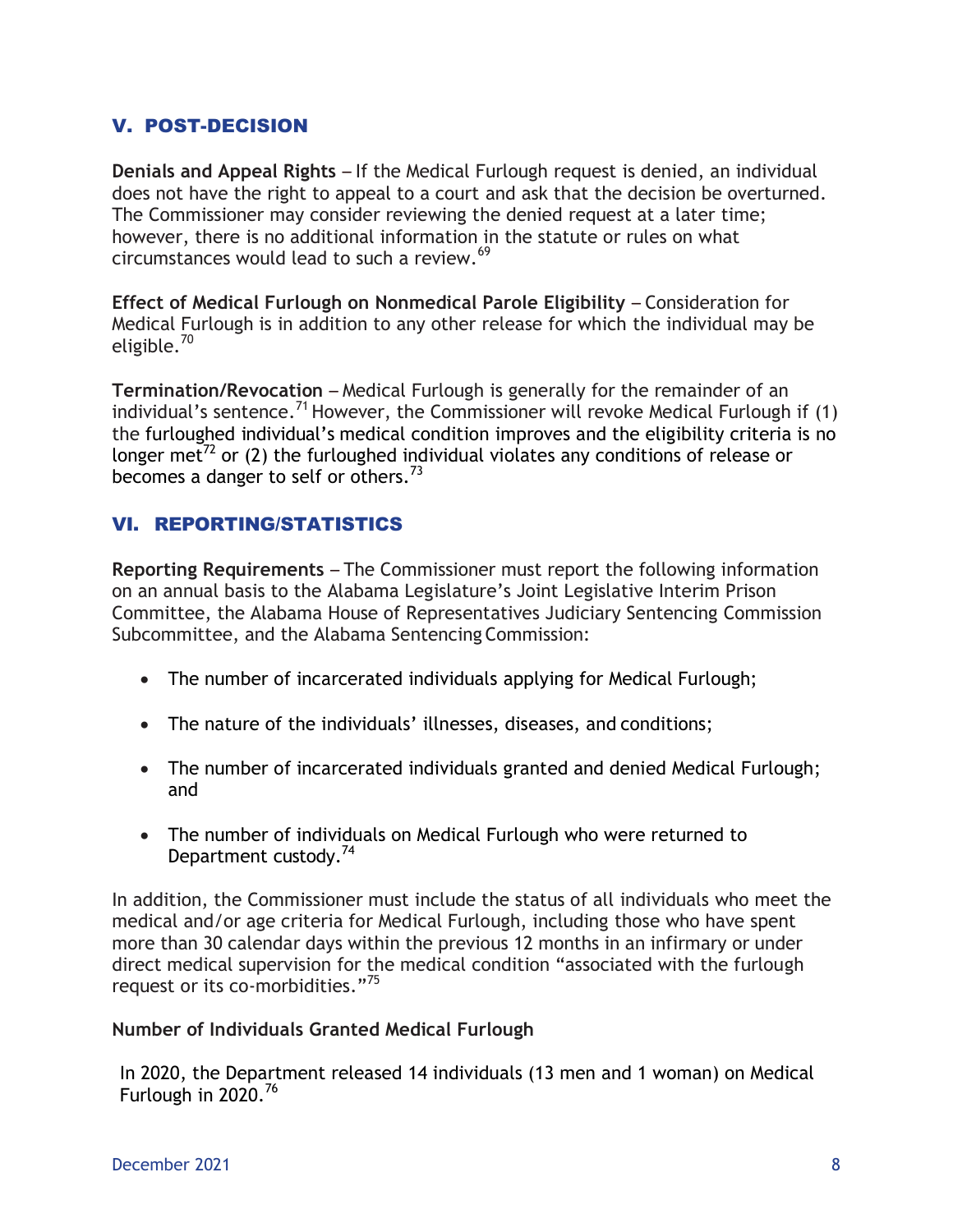## V. POST-DECISION

**Denials and Appeal Rights** – If the Medical Furlough request is denied, an individual does not have the right to appeal to a court and ask that the decision be overturned. The Commissioner may consider reviewing the denied request at a later time; however, there is no additional information in the statute or rules on what circumstances would lead to such a review.[69]

**Effect of Medical Furlough on Nonmedical Parole Eligibility** – Consideration for Medical Furlough is in addition to any other release for which the individual may be eligible.[70]

**Termination/Revocation** – Medical Furlough is generally for the remainder of an individual's sentence.[71] However, the Commissioner will revoke Medical Furlough if (1) the furloughed individual's medical condition improves and the eligibility criteria is no longer met[72] or (2) the furloughed individual violates any conditions of release or becomes a danger to self or others.[73]

## VI. REPORTING/STATISTICS

**Reporting Requirements** – The Commissioner must report the following information on an annual basis to the Alabama Legislature's Joint Legislative Interim Prison Committee, the Alabama House of Representatives Judiciary Sentencing Commission Subcommittee, and the Alabama Sentencing Commission:

- The number of incarcerated individuals applying for Medical Furlough;
- The nature of the individuals' illnesses, diseases, and conditions;
- The number of incarcerated individuals granted and denied Medical Furlough; and
- The number of individuals on Medical Furlough who were returned to Department custody.[74]

In addition, the Commissioner must include the status of all individuals who meet the medical and/or age criteria for Medical Furlough, including those who have spent more than 30 calendar days within the previous 12 months in an infirmary or under direct medical supervision for the medical condition "associated with the furlough request or its co-morbidities."[75]

**Number of Individuals Granted Medical Furlough**

In 2020, the Department released 14 individuals (13 men and 1 woman) on Medical Furlough in 2020.[76]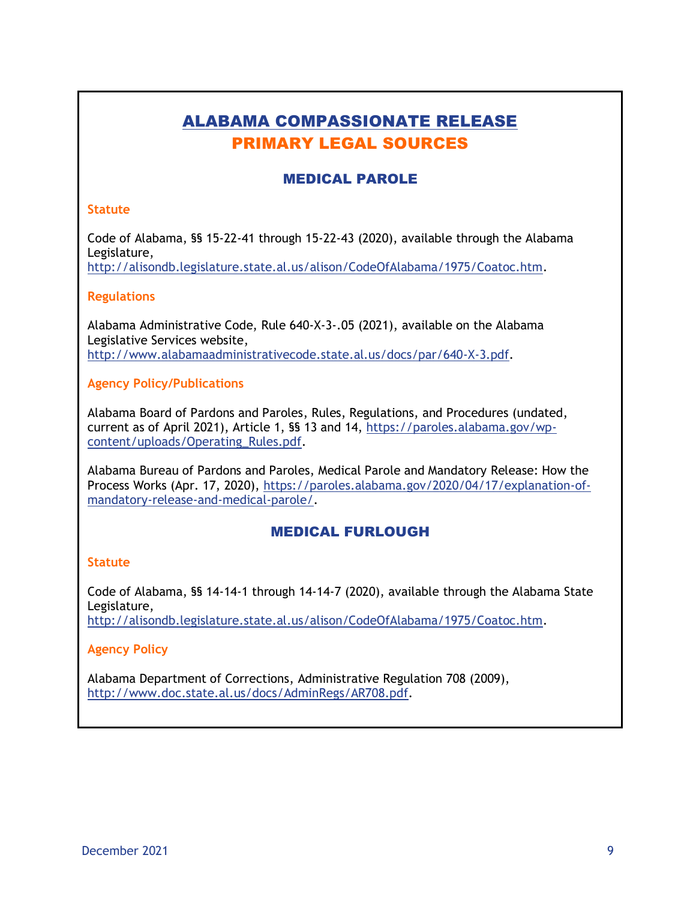# ALABAMA COMPASSIONATE RELEASE

# PRIMARY LEGAL SOURCES

## MEDICAL PAROLE

### Statute

Code of Alabama, §§ 15-22-41 through 15-22-43 (2020), available through the Alabama Legislature, http://alisondb.legislature.state.al.us/alison/CodeOfAlabama/1975/Coatoc.htm.

### Regulations

Alabama Administrative Code, Rule 640-X-3-.05 (2021), available on the Alabama Legislative Services website, http://www.alabamaadministrativecode.state.al.us/docs/par/640-X-3.pdf.

### Agency Policy/Publications

Alabama Board of Pardons and Paroles, Rules, Regulations, and Procedures (undated, current as of April 2021), Article 1, §§ 13 and 14, https://paroles.alabama.gov/wp-content/uploads/Operating_Rules.pdf.

Alabama Bureau of Pardons and Paroles, Medical Parole and Mandatory Release: How the Process Works (Apr. 17, 2020), https://paroles.alabama.gov/2020/04/17/explanation-of-mandatory-release-and-medical-parole/.

## MEDICAL FURLOUGH

### Statute

Code of Alabama, §§ 14-14-1 through 14-14-7 (2020), available through the Alabama State Legislature, http://alisondb.legislature.state.al.us/alison/CodeOfAlabama/1975/Coatoc.htm.

### Agency Policy

Alabama Department of Corrections, Administrative Regulation 708 (2009), http://www.doc.state.al.us/docs/AdminRegs/AR708.pdf.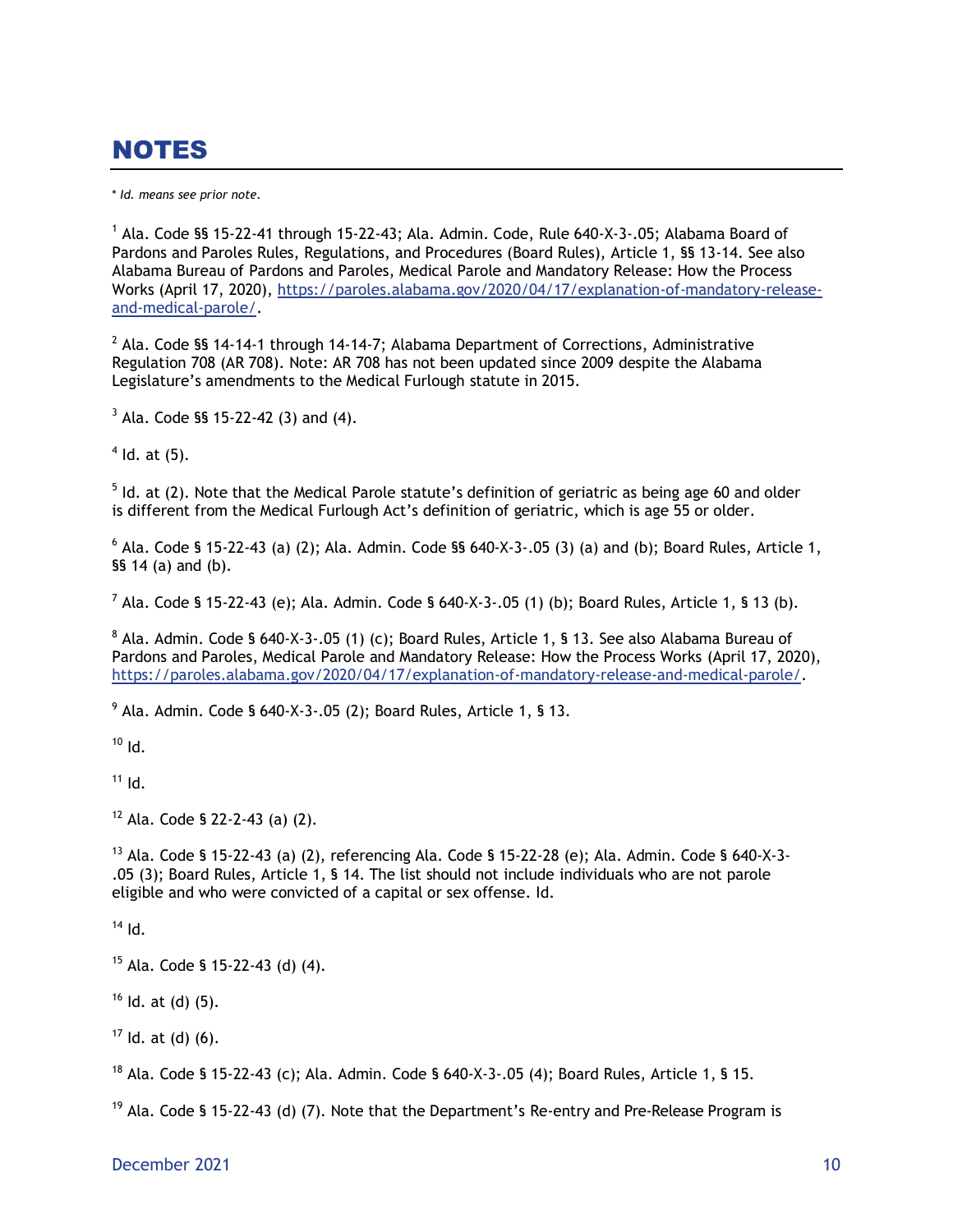# NOTES

*\* Id. means see prior note.*

[1] Ala. Code §§ 15-22-41 through 15-22-43; Ala. Admin. Code, Rule 640-X-3-.05; Alabama Board of Pardons and Paroles Rules, Regulations, and Procedures (Board Rules), Article 1, §§ 13-14. See also Alabama Bureau of Pardons and Paroles, Medical Parole and Mandatory Release: How the Process Works (April 17, 2020), [https://paroles.alabama.gov/2020/04/17/explanation-of-mandatory-release-and-medical-parole/](https://paroles.alabama.gov/2020/04/17/explanation-of-mandatory-release-and-medical-parole/).

[2] Ala. Code §§ 14-14-1 through 14-14-7; Alabama Department of Corrections, Administrative Regulation 708 (AR 708). Note: AR 708 has not been updated since 2009 despite the Alabama Legislature's amendments to the Medical Furlough statute in 2015.

[3] Ala. Code §§ 15-22-42 (3) and (4).

[4] Id. at (5).

[5] Id. at (2). Note that the Medical Parole statute's definition of geriatric as being age 60 and older is different from the Medical Furlough Act's definition of geriatric, which is age 55 or older.

[6] Ala. Code § 15-22-43 (a) (2); Ala. Admin. Code §§ 640-X-3-.05 (3) (a) and (b); Board Rules, Article 1, §§ 14 (a) and (b).

[7] Ala. Code § 15-22-43 (e); Ala. Admin. Code § 640-X-3-.05 (1) (b); Board Rules, Article 1, § 13 (b).

[8] Ala. Admin. Code § 640-X-3-.05 (1) (c); Board Rules, Article 1, § 13. See also Alabama Bureau of Pardons and Paroles, Medical Parole and Mandatory Release: How the Process Works (April 17, 2020), [https://paroles.alabama.gov/2020/04/17/explanation-of-mandatory-release-and-medical-parole/](https://paroles.alabama.gov/2020/04/17/explanation-of-mandatory-release-and-medical-parole/).

[9] Ala. Admin. Code § 640-X-3-.05 (2); Board Rules, Article 1, § 13.

[10] Id.

[11] Id.

[12] Ala. Code § 22-2-43 (a) (2).

[13] Ala. Code § 15-22-43 (a) (2), referencing Ala. Code § 15-22-28 (e); Ala. Admin. Code § 640-X-3-.05 (3); Board Rules, Article 1, § 14. The list should not include individuals who are not parole eligible and who were convicted of a capital or sex offense. Id.

[14] Id.

[15] Ala. Code § 15-22-43 (d) (4).

[16] Id. at (d) (5).

[17] Id. at (d) (6).

[18] Ala. Code § 15-22-43 (c); Ala. Admin. Code § 640-X-3-.05 (4); Board Rules, Article 1, § 15.

[19] Ala. Code § 15-22-43 (d) (7). Note that the Department's Re-entry and Pre-Release Program is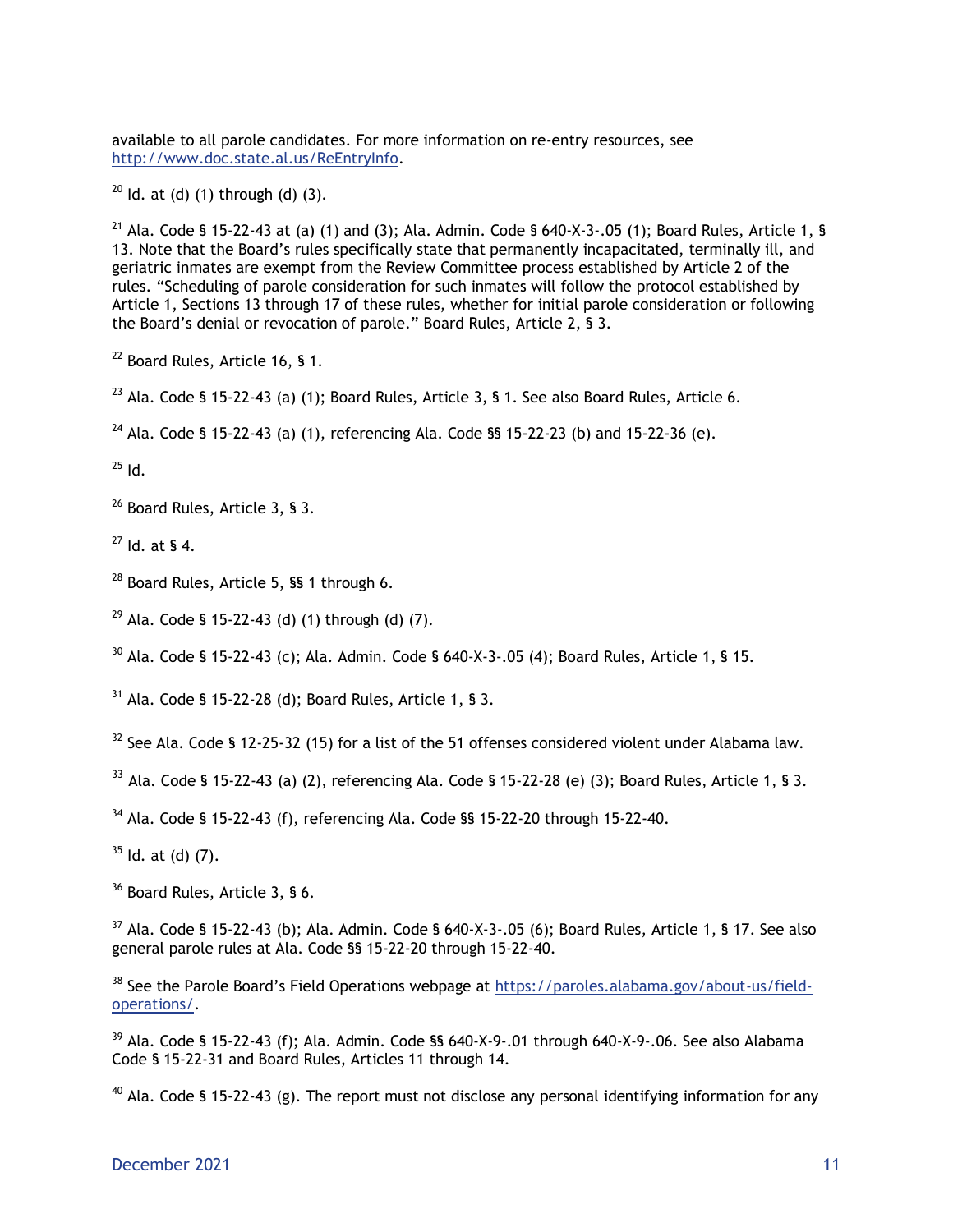available to all parole candidates. For more information on re-entry resources, see http://www.doc.state.al.us/ReEntryInfo.

[20] Id. at (d) (1) through (d) (3).

[21] Ala. Code § 15-22-43 at (a) (1) and (3); Ala. Admin. Code § 640-X-3-.05 (1); Board Rules, Article 1, § 13. Note that the Board's rules specifically state that permanently incapacitated, terminally ill, and geriatric inmates are exempt from the Review Committee process established by Article 2 of the rules. "Scheduling of parole consideration for such inmates will follow the protocol established by Article 1, Sections 13 through 17 of these rules, whether for initial parole consideration or following the Board's denial or revocation of parole." Board Rules, Article 2, § 3.

[22] Board Rules, Article 16, § 1.

[23] Ala. Code § 15-22-43 (a) (1); Board Rules, Article 3, § 1. See also Board Rules, Article 6.

[24] Ala. Code § 15-22-43 (a) (1), referencing Ala. Code §§ 15-22-23 (b) and 15-22-36 (e).

[25] Id.

[26] Board Rules, Article 3, § 3.

[27] Id. at § 4.

[28] Board Rules, Article 5, §§ 1 through 6.

[29] Ala. Code § 15-22-43 (d) (1) through (d) (7).

[30] Ala. Code § 15-22-43 (c); Ala. Admin. Code § 640-X-3-.05 (4); Board Rules, Article 1, § 15.

[31] Ala. Code § 15-22-28 (d); Board Rules, Article 1, § 3.

[32] See Ala. Code § 12-25-32 (15) for a list of the 51 offenses considered violent under Alabama law.

[33] Ala. Code § 15-22-43 (a) (2), referencing Ala. Code § 15-22-28 (e) (3); Board Rules, Article 1, § 3.

[34] Ala. Code § 15-22-43 (f), referencing Ala. Code §§ 15-22-20 through 15-22-40.

[35] Id. at (d) (7).

[36] Board Rules, Article 3, § 6.

[37] Ala. Code § 15-22-43 (b); Ala. Admin. Code § 640-X-3-.05 (6); Board Rules, Article 1, § 17. See also general parole rules at Ala. Code §§ 15-22-20 through 15-22-40.

[38] See the Parole Board's Field Operations webpage at https://paroles.alabama.gov/about-us/field-operations/.

[39] Ala. Code § 15-22-43 (f); Ala. Admin. Code §§ 640-X-9-.01 through 640-X-9-.06. See also Alabama Code § 15-22-31 and Board Rules, Articles 11 through 14.

[40] Ala. Code § 15-22-43 (g). The report must not disclose any personal identifying information for any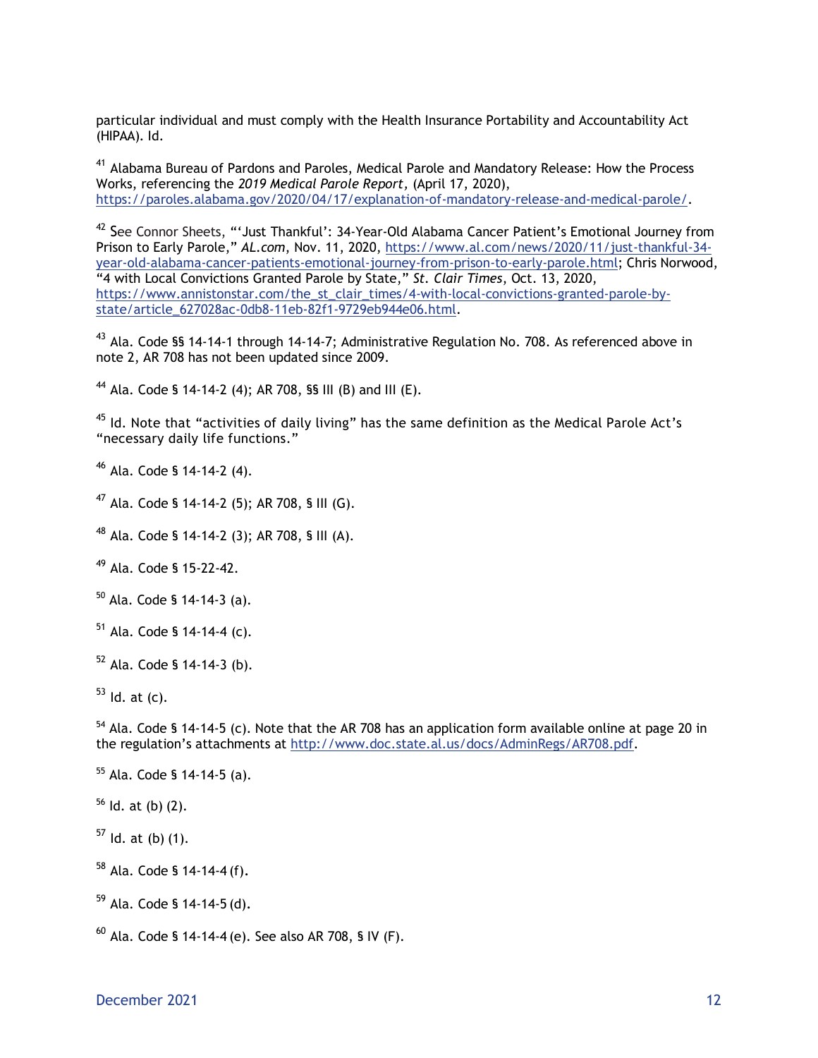particular individual and must comply with the Health Insurance Portability and Accountability Act (HIPAA). Id.

[41] Alabama Bureau of Pardons and Paroles, Medical Parole and Mandatory Release: How the Process Works, referencing the *2019 Medical Parole Report,* (April 17, 2020), https://paroles.alabama.gov/2020/04/17/explanation-of-mandatory-release-and-medical-parole/.

[42] See Connor Sheets, "'Just Thankful': 34-Year-Old Alabama Cancer Patient's Emotional Journey from Prison to Early Parole," *AL.com*, Nov. 11, 2020, https://www.al.com/news/2020/11/just-thankful-34-year-old-alabama-cancer-patients-emotional-journey-from-prison-to-early-parole.html; Chris Norwood, "4 with Local Convictions Granted Parole by State," *St. Clair Times*, Oct. 13, 2020, https://www.annistonstar.com/the_st_clair_times/4-with-local-convictions-granted-parole-by-state/article_627028ac-0db8-11eb-82f1-9729eb944e06.html.

[43] Ala. Code §§ 14-14-1 through 14-14-7; Administrative Regulation No. 708. As referenced above in note 2, AR 708 has not been updated since 2009.

[44] Ala. Code § 14-14-2 (4); AR 708, §§ III (B) and III (E).

[45] Id. Note that "activities of daily living" has the same definition as the Medical Parole Act's "necessary daily life functions."

[46] Ala. Code § 14-14-2 (4).

[47] Ala. Code § 14-14-2 (5); AR 708, § III (G).

[48] Ala. Code § 14-14-2 (3); AR 708, § III (A).

[49] Ala. Code § 15-22-42.

[50] Ala. Code § 14-14-3 (a).

[51] Ala. Code § 14-14-4 (c).

[52] Ala. Code § 14-14-3 (b).

[53] Id. at (c).

[54] Ala. Code § 14-14-5 (c). Note that the AR 708 has an application form available online at page 20 in the regulation's attachments at http://www.doc.state.al.us/docs/AdminRegs/AR708.pdf.

[55] Ala. Code § 14-14-5 (a).

[56] Id. at (b) (2).

[57] Id. at (b) (1).

[58] Ala. Code § 14-14-4 (f).

[59] Ala. Code § 14-14-5 (d).

[60] Ala. Code § 14-14-4 (e). See also AR 708, § IV (F).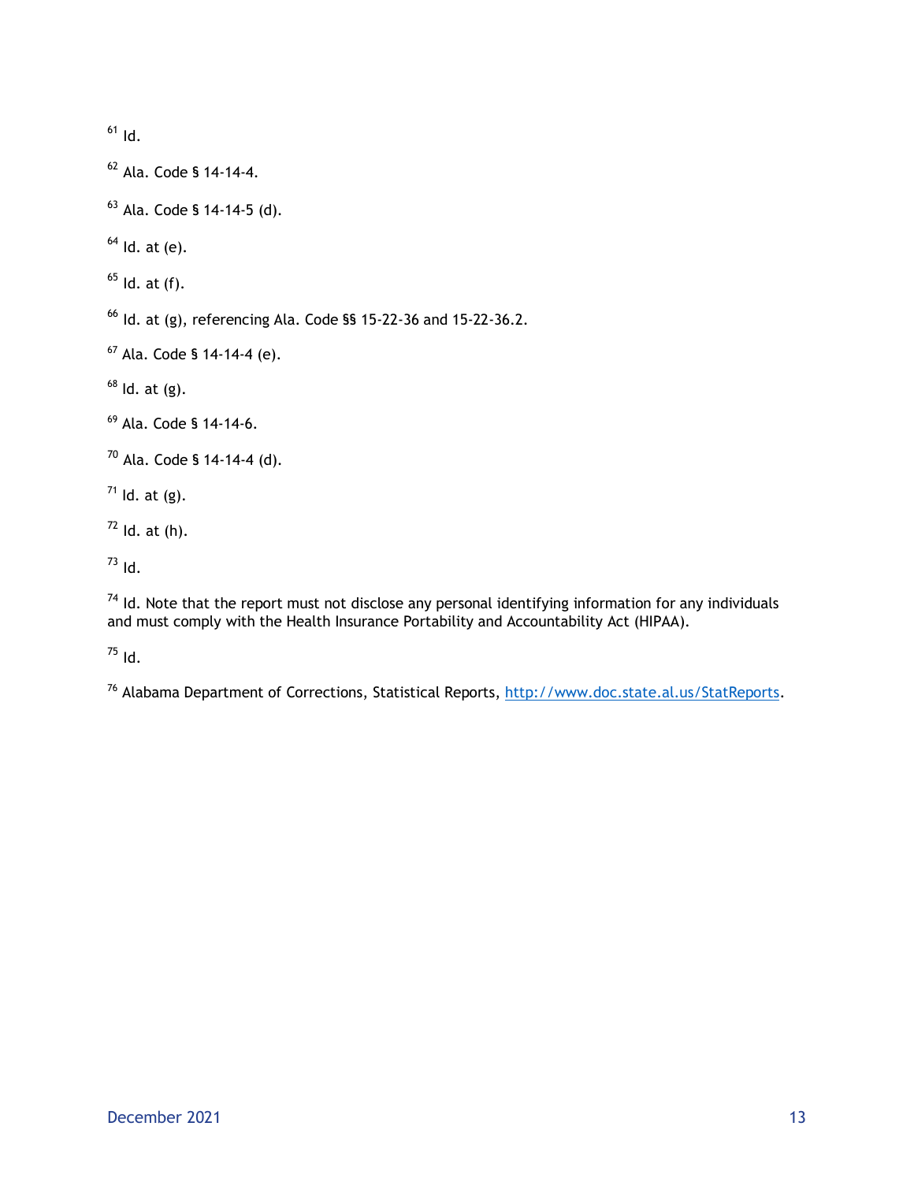[61] Id.

[62] Ala. Code § 14-14-4.

[63] Ala. Code § 14-14-5 (d).

[64] Id. at (e).

[65] Id. at (f).

[66] Id. at (g), referencing Ala. Code §§ 15-22-36 and 15-22-36.2.

[67] Ala. Code § 14-14-4 (e).

[68] Id. at (g).

[69] Ala. Code § 14-14-6.

[70] Ala. Code § 14-14-4 (d).

[71] Id. at (g).

[72] Id. at (h).

[73] Id.

[74] Id. Note that the report must not disclose any personal identifying information for any individuals and must comply with the Health Insurance Portability and Accountability Act (HIPAA).

[75] Id.

[76] Alabama Department of Corrections, Statistical Reports, http://www.doc.state.al.us/StatReports.